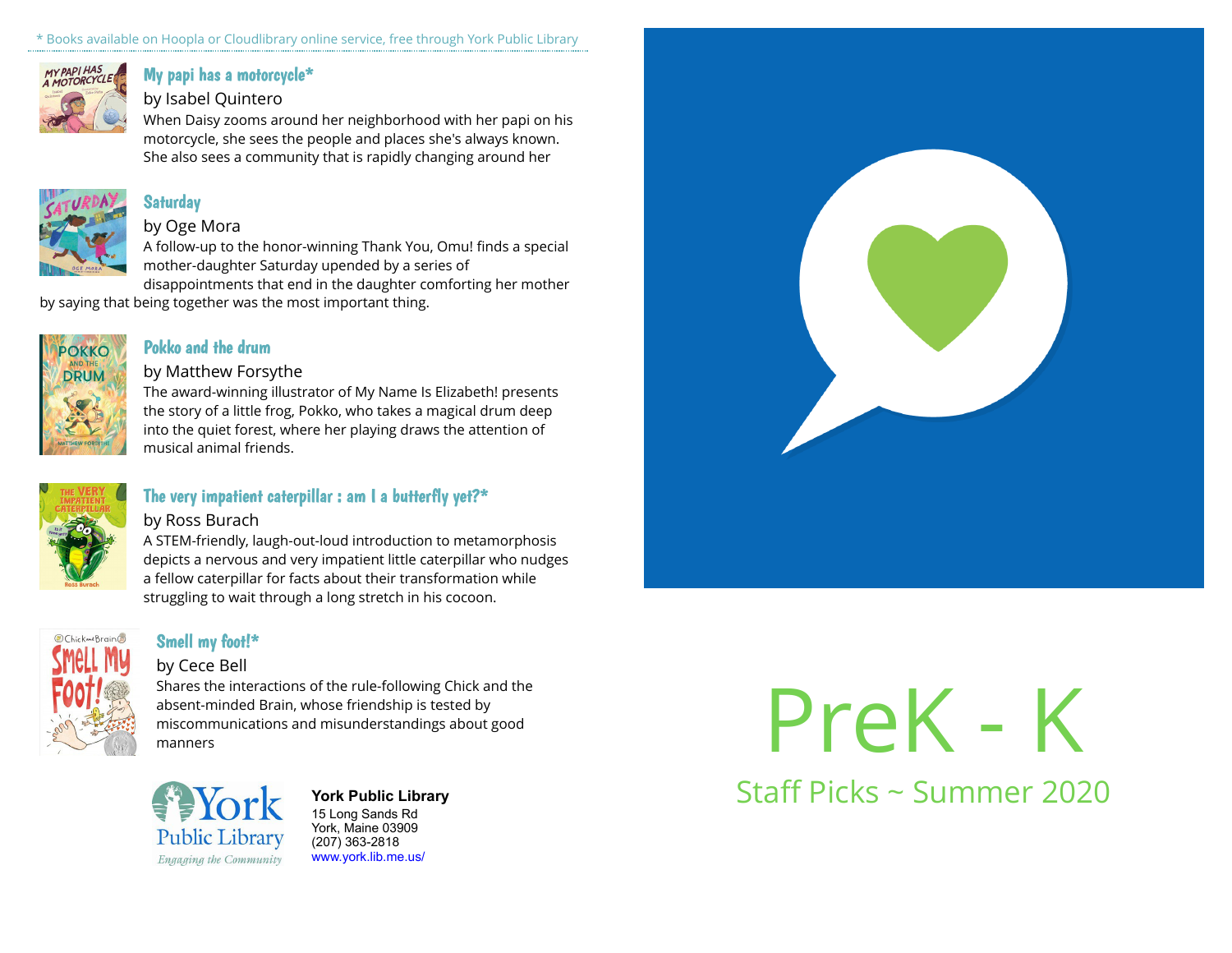# PreK - K

## Staff Picks ~ Summer 2020

\* Books available on Hoopla or Cloudlibrary online service, free through York Public Library

### My papi has a motorcycle*

by Isabel Quintero

When Daisy zooms around her neighborhood with her papi on his motorcycle, she sees the people and places she's always known. She also sees a community that is rapidly changing around her

### Saturday

by Oge Mora

A follow-up to the honor-winning Thank You, Omu! finds a special mother-daughter Saturday upended by a series of disappointments that end in the daughter comforting her mother by saying that being together was the most important thing.

### Pokko and the drum

by Matthew Forsythe

The award-winning illustrator of My Name Is Elizabeth! presents the story of a little frog, Pokko, who takes a magical drum deep into the quiet forest, where her playing draws the attention of musical animal friends.

### The very impatient caterpillar : am I a butterfly yet?*

by Ross Burach

A STEM-friendly, laugh-out-loud introduction to metamorphosis depicts a nervous and very impatient little caterpillar who nudges a fellow caterpillar for facts about their transformation while struggling to wait through a long stretch in his cocoon.

### Smell my foot!*

by Cece Bell

Shares the interactions of the rule-following Chick and the absent-minded Brain, whose friendship is tested by miscommunications and misunderstandings about good manners

York Public Library
*Engaging the Community*

**York Public Library**
15 Long Sands Rd
York, Maine 03909
(207) 363-2818
www.york.lib.me.us/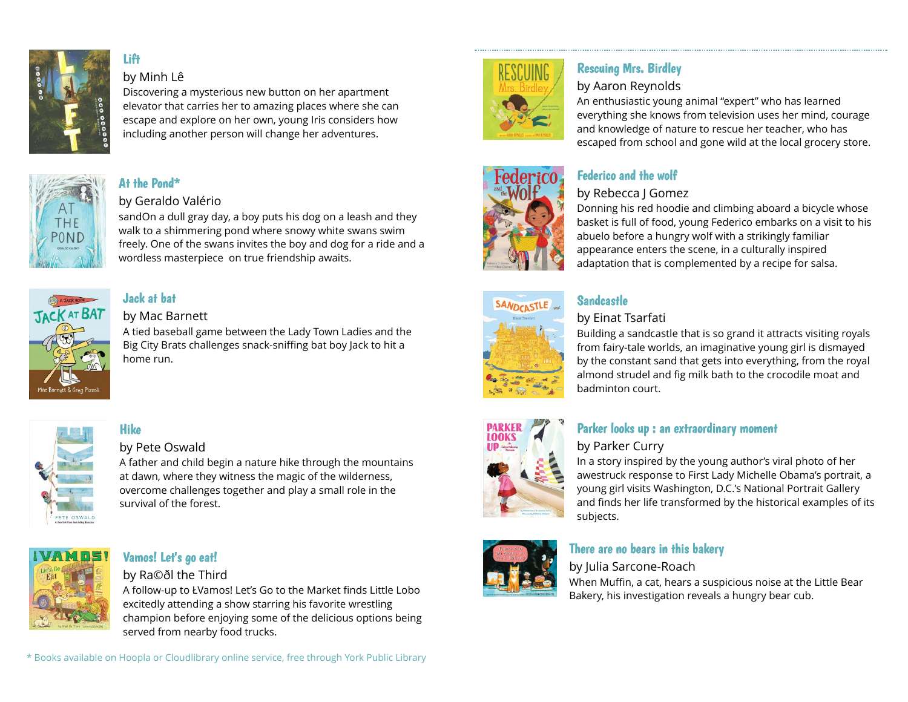### Lift

by Minh Lê

Discovering a mysterious new button on her apartment elevator that carries her to amazing places where she can escape and explore on her own, young Iris considers how including another person will change her adventures.

### At the Pond*

by Geraldo Valério

sandOn a dull gray day, a boy puts his dog on a leash and they walk to a shimmering pond where snowy white swans swim freely. One of the swans invites the boy and dog for a ride and a wordless masterpiece on true friendship awaits.

### Jack at bat

by Mac Barnett

A tied baseball game between the Lady Town Ladies and the Big City Brats challenges snack-sniffing bat boy Jack to hit a home run.

### Hike

by Pete Oswald

A father and child begin a nature hike through the mountains at dawn, where they witness the magic of the wilderness, overcome challenges together and play a small role in the survival of the forest.

### Vamos! Let's go eat!

by Ra©ðl the Third

A follow-up to ŁVamos! Let's Go to the Market finds Little Lobo excitedly attending a show starring his favorite wrestling champion before enjoying some of the delicious options being served from nearby food trucks.

### Rescuing Mrs. Birdley

by Aaron Reynolds

An enthusiastic young animal "expert" who has learned everything she knows from television uses her mind, courage and knowledge of nature to rescue her teacher, who has escaped from school and gone wild at the local grocery store.

### Federico and the wolf

by Rebecca J Gomez

Donning his red hoodie and climbing aboard a bicycle whose basket is full of food, young Federico embarks on a visit to his abuelo before a hungry wolf with a strikingly familiar appearance enters the scene, in a culturally inspired adaptation that is complemented by a recipe for salsa.

### Sandcastle

by Einat Tsarfati

Building a sandcastle that is so grand it attracts visiting royals from fairy-tale worlds, an imaginative young girl is dismayed by the constant sand that gets into everything, from the royal almond strudel and fig milk bath to the crocodile moat and badminton court.

### Parker looks up : an extraordinary moment

by Parker Curry

In a story inspired by the young author's viral photo of her awestruck response to First Lady Michelle Obama's portrait, a young girl visits Washington, D.C.'s National Portrait Gallery and finds her life transformed by the historical examples of its subjects.

### There are no bears in this bakery

by Julia Sarcone-Roach

When Muffin, a cat, hears a suspicious noise at the Little Bear Bakery, his investigation reveals a hungry bear cub.

\* Books available on Hoopla or Cloudlibrary online service, free through York Public Library